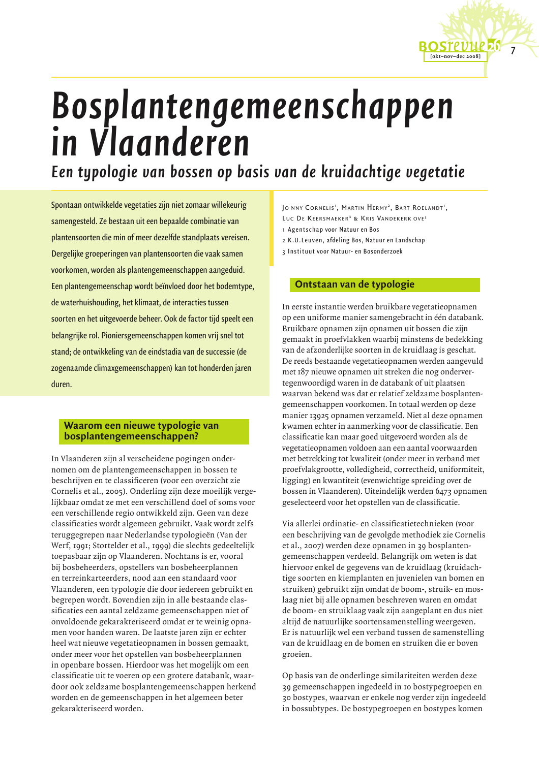# Bosplantengemeenschappen in Vlaanderen

## Een typologie van bossen op basis van de kruidachtige vegetatie

Spontaan ontwikkelde vegetaties zijn niet zomaar willekeurig samengesteld. Ze bestaan uit een bepaalde combinatie van plantensoorten die min of meer dezelfde standplaats vereisen. Dergelijke groeperingen van plantensoorten die vaak samen voorkomen, worden als plantengemeenschappen aangeduid. Een plantengemeenschap wordt beïnvloed door het bodemtype, de waterhuishouding, het klimaat, de interacties tussen soorten en het uitgevoerde beheer. Ook de factor tijd speelt een belangrijke rol. Pioniersgemeenschappen komen vrij snel tot stand; de ontwikkeling van de eindstadia van de successie (de zogenaamde climaxgemeenschappen) kan tot honderden jaren duren.

Jo nny Cornelis[1], Martin Hermy[2], Bart Roelandt[1], Luc De Keersmaeker[3] & Kris Vandekerk ove[3]

1 Agentschap voor Natuur en Bos
2 K.U.Leuven, afdeling Bos, Natuur en Landschap
3 Instituut voor Natuur- en Bosonderzoek

### Waarom een nieuwe typologie van bosplantengemeenschappen?

In Vlaanderen zijn al verscheidene pogingen ondernomen om de plantengemeenschappen in bossen te beschrijven en te classificeren (voor een overzicht zie Cornelis et al., 2005). Onderling zijn deze moeilijk vergelijkbaar omdat ze met een verschillend doel of soms voor een verschillende regio ontwikkeld zijn. Geen van deze classificaties wordt algemeen gebruikt. Vaak wordt zelfs teruggegrepen naar Nederlandse typologieën (Van der Werf, 1991; Stortelder et al., 1999) die slechts gedeeltelijk toepasbaar zijn op Vlaanderen. Nochtans is er, vooral bij bosbeheerders, opstellers van bosbeheerplannen en terreinkarteerders, nood aan een standaard voor Vlaanderen, een typologie die door iedereen gebruikt en begrepen wordt. Bovendien zijn in alle bestaande classificaties een aantal zeldzame gemeenschappen niet of onvoldoende gekarakteriseerd omdat er te weinig opnamen voor handen waren. De laatste jaren zijn er echter heel wat nieuwe vegetatieopnamen in bossen gemaakt, onder meer voor het opstellen van bosbeheerplannen in openbare bossen. Hierdoor was het mogelijk om een classificatie uit te voeren op een grotere databank, waardoor ook zeldzame bosplantengemeenschappen herkend worden en de gemeenschappen in het algemeen beter gekarakteriseerd worden.

### Ontstaan van de typologie

In eerste instantie werden bruikbare vegetatieopnamen op een uniforme manier samengebracht in één databank. Bruikbare opnamen zijn opnamen uit bossen die zijn gemaakt in proefvlakken waarbij minstens de bedekking van de afzonderlijke soorten in de kruidlaag is geschat. De reeds bestaande vegetatieopnamen werden aangevuld met 187 nieuwe opnamen uit streken die nog ondervertegenwoordigd waren in de databank of uit plaatsen waarvan bekend was dat er relatief zeldzame bosplantengemeenschappen voorkomen. In totaal werden op deze manier 13925 opnamen verzameld. Niet al deze opnamen kwamen echter in aanmerking voor de classificatie. Een classificatie kan maar goed uitgevoerd worden als de vegetatieopnamen voldoen aan een aantal voorwaarden met betrekking tot kwaliteit (onder meer in verband met proefvlakgrootte, volledigheid, correctheid, uniformiteit, ligging) en kwantiteit (evenwichtige spreiding over de bossen in Vlaanderen). Uiteindelijk werden 6473 opnamen geselecteerd voor het opstellen van de classificatie.

Via allerlei ordinatie- en classificatietechnieken (voor een beschrijving van de gevolgde methodiek zie Cornelis et al., 2007) werden deze opnamen in 39 bosplantengemeenschappen verdeeld. Belangrijk om weten is dat hiervoor enkel de gegevens van de kruidlaag (kruidachtige soorten en kiemplanten en juvenielen van bomen en struiken) gebruikt zijn omdat de boom-, struik- en moslaag niet bij alle opnamen beschreven waren en omdat de boom- en struiklaag vaak zijn aangeplant en dus niet altijd de natuurlijke soortensamenstelling weergeven. Er is natuurlijk wel een verband tussen de samenstelling van de kruidlaag en de bomen en struiken die er boven groeien.

Op basis van de onderlinge similariteiten werden deze 39 gemeenschappen ingedeeld in 10 bostypegroepen en 30 bostypes, waarvan er enkele nog verder zijn ingedeeld in bossubtypes. De bostypegroepen en bostypes komen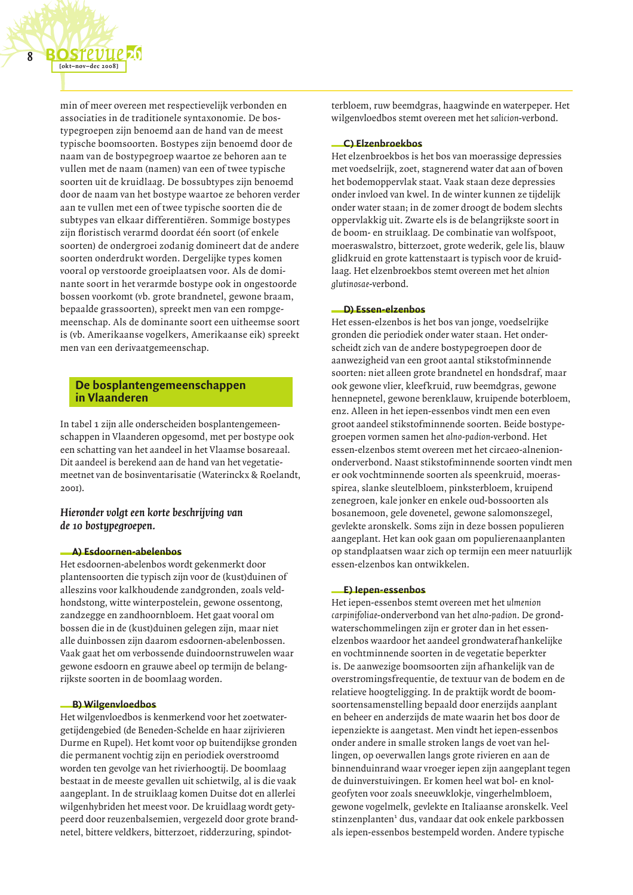min of meer overeen met respectievelijk verbonden en associaties in de traditionele syntaxonomie. De bostypegroepen zijn benoemd aan de hand van de meest typische boomsoorten. Bostypes zijn benoemd door de naam van de bostypegroep waartoe ze behoren aan te vullen met de naam (namen) van een of twee typische soorten uit de kruidlaag. De bossubtypes zijn benoemd door de naam van het bostype waartoe ze behoren verder aan te vullen met een of twee typische soorten die de subtypes van elkaar differentiëren. Sommige bostypes zijn floristisch verarmd doordat één soort (of enkele soorten) de ondergroei zodanig domineert dat de andere soorten onderdrukt worden. Dergelijke types komen vooral op verstoorde groeiplaatsen voor. Als de dominante soort in het verarmde bostype ook in ongestoorde bossen voorkomt (vb. grote brandnetel, gewone braam, bepaalde grassoorten), spreekt men van een rompgemeenschap. Als de dominante soort een uitheemse soort is (vb. Amerikaanse vogelkers, Amerikaanse eik) spreekt men van een derivaatgemeenschap.

## De bosplantengemeenschappen in Vlaanderen

In tabel 1 zijn alle onderscheiden bosplantengemeenschappen in Vlaanderen opgesomd, met per bostype ook een schatting van het aandeel in het Vlaamse bosareaal. Dit aandeel is berekend aan de hand van het vegetatiemeetnet van de bosinventarisatie (Waterinckx & Roelandt, 2001).

***Hieronder volgt een korte beschrijving van de 10 bostypegroepen.***

### A) Esdoornen-abelenbos

Het esdoornen-abelenbos wordt gekenmerkt door plantensoorten die typisch zijn voor de (kust)duinen of alleszins voor kalkhoudende zandgronden, zoals veldhondstong, witte winterpostelein, gewone ossentong, zandzegge en zandhoornbloem. Het gaat vooral om bossen die in de (kust)duinen gelegen zijn, maar niet alle duinbossen zijn daarom esdoornen-abelenbossen. Vaak gaat het om verbossende duindoornstruwelen waar gewone esdoorn en grauwe abeel op termijn de belangrijkste soorten in de boomlaag worden.

### B) Wilgenvloedbos

Het wilgenvloedbos is kenmerkend voor het zoetwatergetijdengebied (de Beneden-Schelde en haar zijrivieren Durme en Rupel). Het komt voor op buitendijkse gronden die permanent vochtig zijn en periodiek overstroomd worden ten gevolge van het rivierhoogtij. De boomlaag bestaat in de meeste gevallen uit schietwilg, al is die vaak aangeplant. In de struiklaag komen Duitse dot en allerlei wilgenhybriden het meest voor. De kruidlaag wordt getypeerd door reuzenbalsemien, vergezeld door grote brandnetel, bittere veldkers, bitterzoet, ridderzuring, spindotterbloem, ruw beemdgras, haagwinde en waterpeper. Het wilgenvloedbos stemt overeen met het *salicion*-verbond.

### C) Elzenbroekbos

Het elzenbroekbos is het bos van moerassige depressies met voedselrijk, zoet, stagnerend water dat aan of boven het bodemoppervlak staat. Vaak staan deze depressies onder invloed van kwel. In de winter kunnen ze tijdelijk onder water staan; in de zomer droogt de bodem slechts oppervlakkig uit. Zwarte els is de belangrijkste soort in de boom- en struiklaag. De combinatie van wolfspoot, moeraswalstro, bitterzoet, grote wederik, gele lis, blauw glidkruid en grote kattenstaart is typisch voor de kruidlaag. Het elzenbroekbos stemt overeen met het *alnion glutinosae*-verbond.

### D) Essen-elzenbos

Het essen-elzenbos is het bos van jonge, voedselrijke gronden die periodiek onder water staan. Het onderscheidt zich van de andere bostypegroepen door de aanwezigheid van een groot aantal stikstofminnende soorten: niet alleen grote brandnetel en hondsdraf, maar ook gewone vlier, kleefkruid, ruw beemdgras, gewone hennepnetel, gewone berenklauw, kruipende boterbloem, enz. Alleen in het iepen-essenbos vindt men een even groot aandeel stikstofminnende soorten. Beide bostypegroepen vormen samen het *alno-padion*-verbond. Het essen-elzenbos stemt overeen met het circaeo-alnenion-onderverbond. Naast stikstofminnende soorten vindt men er ook vochtminnende soorten als speenkruid, moerasspirea, slanke sleutelbloem, pinksterbloem, kruipend zenegroen, kale jonker en enkele oud-bossoorten als bosanemoon, gele dovenetel, gewone salomonszegel, gevlekte aronskelk. Soms zijn in deze bossen populieren aangeplant. Het kan ook gaan om populierenaanplanten op standplaatsen waar zich op termijn een meer natuurlijk essen-elzenbos kan ontwikkelen.

### E) Iepen-essenbos

Het iepen-essenbos stemt overeen met het *ulmenion carpinifoliae*-onderverbond van het *alno-padion*. De grondwaterschommelingen zijn er groter dan in het essen-elzenbos waardoor het aandeel grondwaterafhankelijke en vochtminnende soorten in de vegetatie beperkter is. De aanwezige boomsoorten zijn afhankelijk van de overstromingsfrequentie, de textuur van de bodem en de relatieve hoogteligging. In de praktijk wordt de boomsoortensamenstelling bepaald door enerzijds aanplant en beheer en anderzijds de mate waarin het bos door de iepenziekte is aangetast. Men vindt het iepen-essenbos onder andere in smalle stroken langs de voet van hellingen, op oeverwallen langs grote rivieren en aan de binnenduinrand waar vroeger iepen zijn aangeplant tegen de duinverstuivingen. Er komen heel wat bol- en knolgeofyten voor zoals sneeuwklokje, vingerhelmbloem, gewone vogelmelk, gevlekte en Italiaanse aronskelk. Veel stinzenplanten[1] dus, vandaar dat ook enkele parkbossen als iepen-essenbos bestempeld worden. Andere typische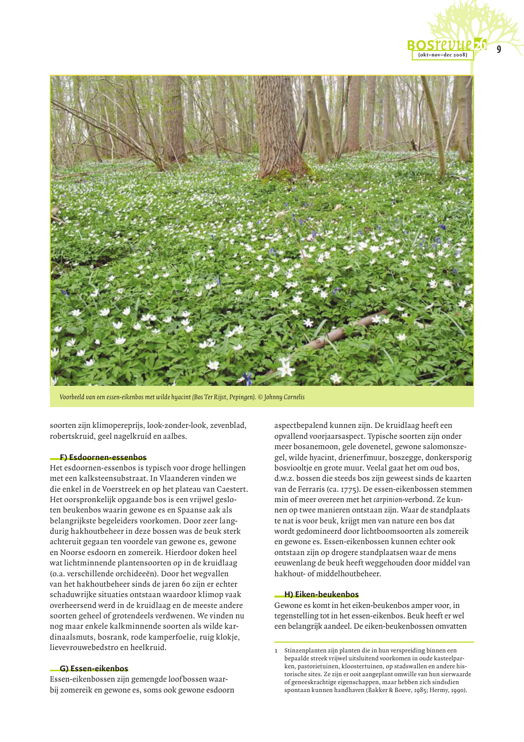Voorbeeld van een essen-eikenbos met wilde hyacint (Bos Ter Rijst, Pepingen). © Johnny Cornelis

soorten zijn klimopereprijs, look-zonder-look, zevenblad, robertskruid, geel nagelkruid en aalbes.

### F) Esdoornen-essenbos

Het esdoornen-essenbos is typisch voor droge hellingen met een kalksteensubstraat. In Vlaanderen vinden we die enkel in de Voerstreek en op het plateau van Caestert. Het oorspronkelijk opgaande bos is een vrijwel gesloten beukenbos waarin gewone es en Spaanse aak als belangrijkste begeleiders voorkomen. Door zeer langdurig hakhoutbeheer in deze bossen was de beuk sterk achteruit gegaan ten voordele van gewone es, gewone en Noorse esdoorn en zomereik. Hierdoor doken heel wat lichtminnende plantensoorten op in de kruidlaag (o.a. verschillende orchideeën). Door het wegvallen van het hakhoutbeheer sinds de jaren 60 zijn er echter schaduwrijke situaties ontstaan waardoor klimop vaak overheersend werd in de kruidlaag en de meeste andere soorten geheel of grotendeels verdwenen. We vinden nu nog maar enkele kalkminnende soorten als wilde kardinaalsmuts, bosrank, rode kamperfoelie, ruig klokje, lievevrouwebedstro en heelkruid.

### G) Essen-eikenbos

Essen-eikenbossen zijn gemengde loofbossen waarbij zomereik en gewone es, soms ook gewone esdoorn aspectbepalend kunnen zijn. De kruidlaag heeft een opvallend voorjaarsaspect. Typische soorten zijn onder meer bosanemoon, gele dovenetel, gewone salomonszegel, wilde hyacint, drienerfmuur, boszegge, donkersporig bosviooltje en grote muur. Veelal gaat het om oud bos, d.w.z. bossen die steeds bos zijn geweest sinds de kaarten van de Ferraris (ca. 1775). De essen-eikenbossen stemmen min of meer overeen met het *carpinion*-verbond. Ze kunnen op twee manieren ontstaan zijn. Waar de standplaats te nat is voor beuk, krijgt men van nature een bos dat wordt gedomineerd door lichtboomsoorten als zomereik en gewone es. Essen-eikenbossen kunnen echter ook ontstaan zijn op drogere standplaatsen waar de mens eeuwenlang de beuk heeft weggehouden door middel van hakhout- of middelhoutbeheer.

### H) Eiken-beukenbos

Gewone es komt in het eiken-beukenbos amper voor, in tegenstelling tot in het essen-eikenbos. Beuk heeft er wel een belangrijk aandeel. De eiken-beukenbossen omvatten

1 Stinzenplanten zijn planten die in hun verspreiding binnen een bepaalde streek vrijwel uitsluitend voorkomen in oude kasteelparken, pastorietuinen, kloostertuinen, op stadswallen en andere historische sites. Ze zijn er ooit aangeplant omwille van hun sierwaarde of geneeskrachtige eigenschappen, maar hebben zich sindsdien spontaan kunnen handhaven (Bakker & Boeve, 1985; Hermy, 1990).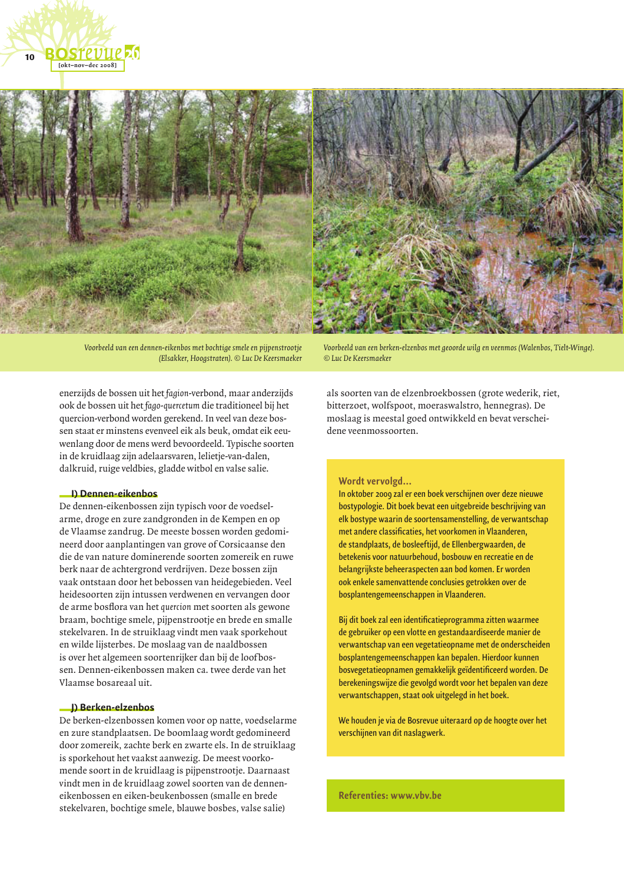Voorbeeld van een dennen-eikenbos met bochtige smele en pijpenstrootje (Elsakker, Hoogstraten). © Luc De Keersmaeker

Voorbeeld van een berken-elzenbos met geoorde wilg en veenmos (Walenbos, Tielt-Winge). © Luc De Keersmaeker

enerzijds de bossen uit het *fagion*-verbond, maar anderzijds ook de bossen uit het *fago-quercetum* die traditioneel bij het quercion-verbond worden gerekend. In veel van deze bossen staat er minstens evenveel eik als beuk, omdat eik eeuwenlang door de mens werd bevoordeeld. Typische soorten in de kruidlaag zijn adelaarsvaren, lelietje-van-dalen, dalkruid, ruige veldbies, gladde witbol en valse salie.

### I) Dennen-eikenbos

De dennen-eikenbossen zijn typisch voor de voedselarme, droge en zure zandgronden in de Kempen en op de Vlaamse zandrug. De meeste bossen worden gedomineerd door aanplantingen van grove of Corsicaanse den die de van nature dominerende soorten zomereik en ruwe berk naar de achtergrond verdrijven. Deze bossen zijn vaak ontstaan door het bebossen van heidegebieden. Veel heidesoorten zijn intussen verdwenen en vervangen door de arme bosflora van het *quercion* met soorten als gewone braam, bochtige smele, pijpenstrootje en brede en smalle stekelvaren. In de struiklaag vindt men vaak sporkehout en wilde lijsterbes. De moslaag van de naaldbossen is over het algemeen soortenrijker dan bij de loofbossen. Dennen-eikenbossen maken ca. twee derde van het Vlaamse bosareaal uit.

### J) Berken-elzenbos

De berken-elzenbossen komen voor op natte, voedselarme en zure standplaatsen. De boomlaag wordt gedomineerd door zomereik, zachte berk en zwarte els. In de struiklaag is sporkehout het vaakst aanwezig. De meest voorkomende soort in de kruidlaag is pijpenstrootje. Daarnaast vindt men in de kruidlaag zowel soorten van de dennen-eikenbossen en eiken-beukenbossen (smalle en brede stekelvaren, bochtige smele, blauwe bosbes, valse salie) als soorten van de elzenbroekbossen (grote wederik, riet, bitterzoet, wolfspoot, moeraswalstro, hennegras). De moslaag is meestal goed ontwikkeld en bevat verscheidene veenmossoorten.

**Wordt vervolgd...**

In oktober 2009 zal er een boek verschijnen over deze nieuwe bostypologie. Dit boek bevat een uitgebreide beschrijving van elk bostype waarin de soortensamenstelling, de verwantschap met andere classificaties, het voorkomen in Vlaanderen, de standplaats, de bosleeftijd, de Ellenbergwaarden, de betekenis voor natuurbehoud, bosbouw en recreatie en de belangrijkste beheeraspecten aan bod komen. Er worden ook enkele samenvattende conclusies getrokken over de bosplantengemeenschappen in Vlaanderen.

Bij dit boek zal een identificatieprogramma zitten waarmee de gebruiker op een vlotte en gestandaardiseerde manier de verwantschap van een vegetatieopname met de onderscheiden bosplantengemeenschappen kan bepalen. Hierdoor kunnen bosvegetatieopnamen gemakkelijk geïdentificeerd worden. De berekeningswijze die gevolgd wordt voor het bepalen van deze verwantschappen, staat ook uitgelegd in het boek.

We houden je via de Bosrevue uiteraard op de hoogte over het verschijnen van dit naslagwerk.

**Referenties: www.vbv.be**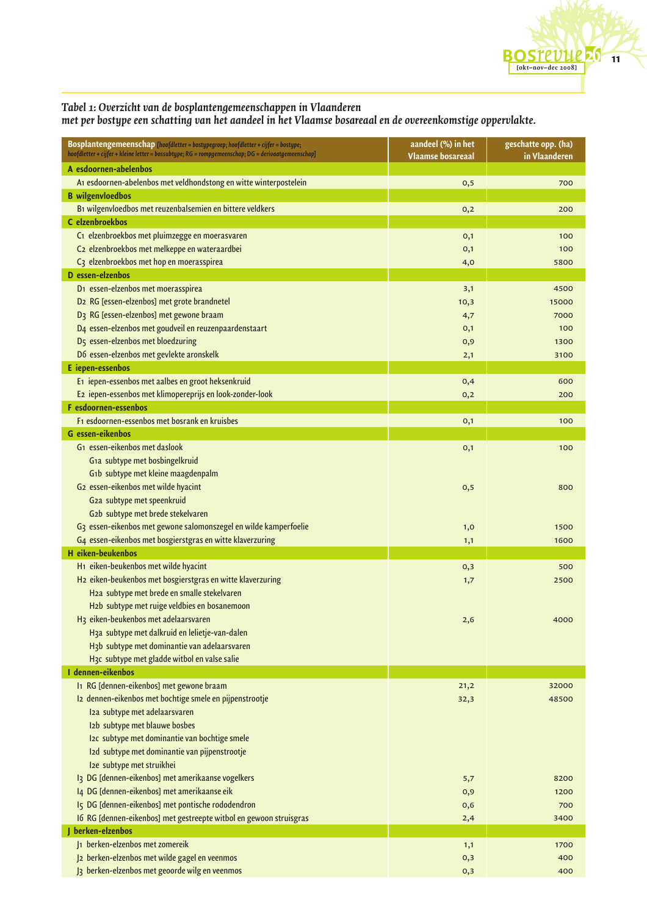*Tabel 1: Overzicht van de bosplantengemeenschappen in Vlaanderen*
*met per bostype een schatting van het aandeel in het Vlaamse bosareaal en de overeenkomstige oppervlakte.*

| **Bosplantengemeenschap** [hoofdletter = bostypegroep; hoofdletter + cijfer = bostype; hoofdletter + cijfer + kleine letter = bossubtype; RG = rompgemeenschap; DG = derivaatgemeenschap] | **aandeel (%) in het Vlaamse bosareaal** | **geschatte opp. (ha) in Vlaanderen** |
|---|---|---|
| **A esdoornen-abelenbos** | | |
| A1 esdoornen-abelenbos met veldhondstong en witte winterpostelein | 0,5 | 700 |
| **B wilgenvloedbos** | | |
| B1 wilgenvloedbos met reuzenbalsemien en bittere veldkers | 0,2 | 200 |
| **C elzenbroekbos** | | |
| C1 elzenbroekbos met pluimzegge en moerasvaren | 0,1 | 100 |
| C2 elzenbroekbos met melkeppe en wateraardbei | 0,1 | 100 |
| C3 elzenbroekbos met hop en moerasspirea | 4,0 | 5800 |
| **D essen-elzenbos** | | |
| D1 essen-elzenbos met moerasspirea | 3,1 | 4500 |
| D2 RG [essen-elzenbos] met grote brandnetel | 10,3 | 15000 |
| D3 RG [essen-elzenbos] met gewone braam | 4,7 | 7000 |
| D4 essen-elzenbos met goudveil en reuzenpaardenstaart | 0,1 | 100 |
| D5 essen-elzenbos met bloedzuring | 0,9 | 1300 |
| D6 essen-elzenbos met gevlekte aronskelk | 2,1 | 3100 |
| **E iepen-essenbos** | | |
| E1 iepen-essenbos met aalbes en groot heksenkruid | 0,4 | 600 |
| E2 iepen-essenbos met klimopereprijs en look-zonder-look | 0,2 | 200 |
| **F esdoornen-essenbos** | | |
| F1 esdoornen-essenbos met bosrank en kruisbes | 0,1 | 100 |
| **G essen-eikenbos** | | |
| G1 essen-eikenbos met daslook | 0,1 | 100 |
| G1a subtype met bosbingelkruid | | |
| G1b subtype met kleine maagdenpalm | | |
| G2 essen-eikenbos met wilde hyacint | 0,5 | 800 |
| G2a subtype met speenkruid | | |
| G2b subtype met brede stekelvaren | | |
| G3 essen-eikenbos met gewone salomonszegel en wilde kamperfoelie | 1,0 | 1500 |
| G4 essen-eikenbos met bosgierstgras en witte klaverzuring | 1,1 | 1600 |
| **H eiken-beukenbos** | | |
| H1 eiken-beukenbos met wilde hyacint | 0,3 | 500 |
| H2 eiken-beukenbos met bosgierstgras en witte klaverzuring | 1,7 | 2500 |
| H2a subtype met brede en smalle stekelvaren | | |
| H2b subtype met ruige veldbies en bosanemoon | | |
| H3 eiken-beukenbos met adelaarsvaren | 2,6 | 4000 |
| H3a subtype met dalkruid en lelietje-van-dalen | | |
| H3b subtype met dominantie van adelaarsvaren | | |
| H3c subtype met gladde witbol en valse salie | | |
| **I dennen-eikenbos** | | |
| I1 RG [dennen-eikenbos] met gewone braam | 21,2 | 32000 |
| I2 dennen-eikenbos met bochtige smele en pijpenstrootje | 32,3 | 48500 |
| I2a subtype met adelaarsvaren | | |
| I2b subtype met blauwe bosbes | | |
| I2c subtype met dominantie van bochtige smele | | |
| I2d subtype met dominantie van pijpenstrootje | | |
| I2e subtype met struikhei | | |
| I3 DG [dennen-eikenbos] met amerikaanse vogelkers | 5,7 | 8200 |
| I4 DG [dennen-eikenbos] met amerikaanse eik | 0,9 | 1200 |
| I5 DG [dennen-eikenbos] met pontische rododendron | 0,6 | 700 |
| I6 RG [dennen-eikenbos] met gestreepte witbol en gewoon struisgras | 2,4 | 3400 |
| **J berken-elzenbos** | | |
| J1 berken-elzenbos met zomereik | 1,1 | 1700 |
| J2 berken-elzenbos met wilde gagel en veenmos | 0,3 | 400 |
| J3 berken-elzenbos met geoorde wilg en veenmos | 0,3 | 400 |